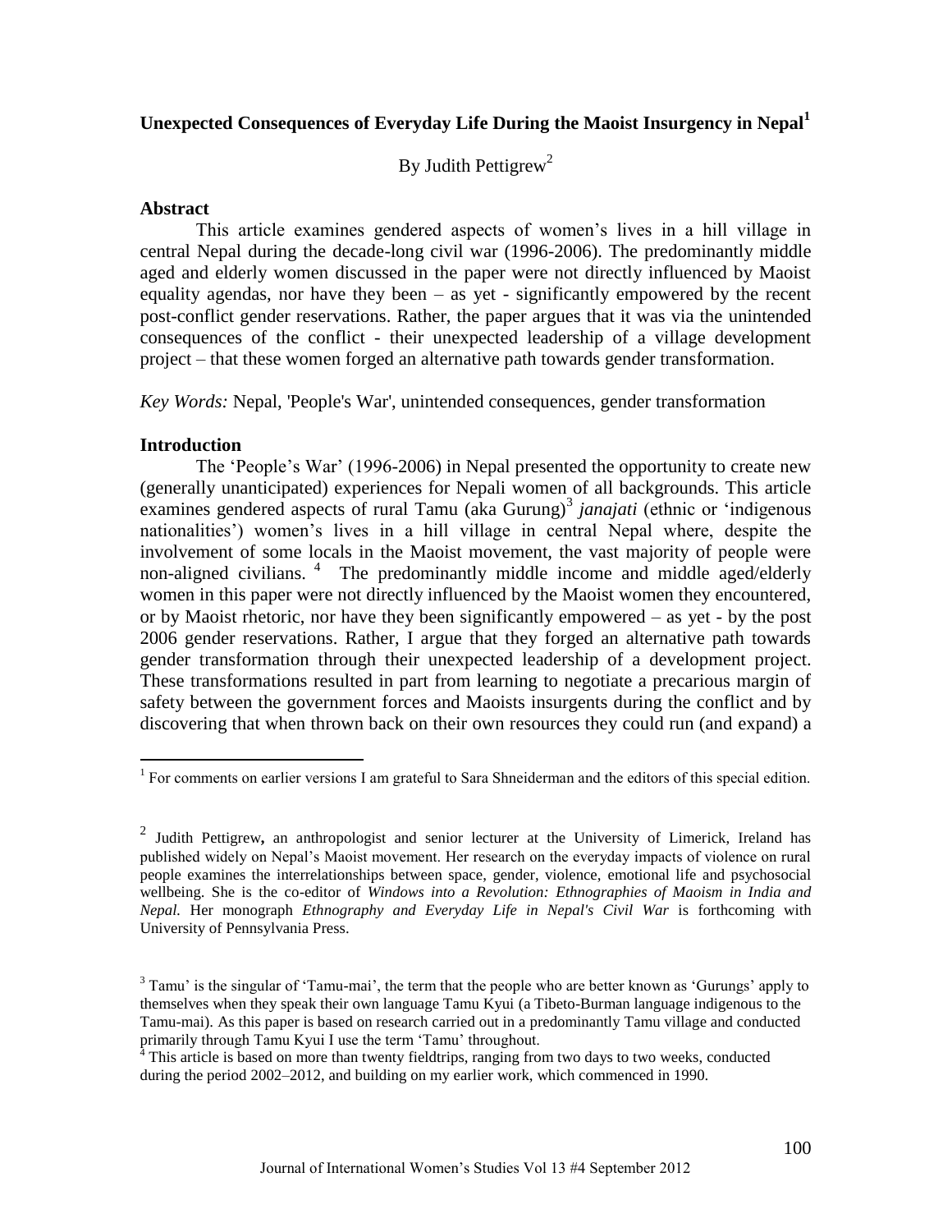# Unexpected Consequences of Everyday Life During the Maoist Insurgency in Nepal[1]

By Judith Pettigrew[2]

## Abstract

This article examines gendered aspects of women's lives in a hill village in central Nepal during the decade-long civil war (1996-2006). The predominantly middle aged and elderly women discussed in the paper were not directly influenced by Maoist equality agendas, nor have they been – as yet - significantly empowered by the recent post-conflict gender reservations. Rather, the paper argues that it was via the unintended consequences of the conflict - their unexpected leadership of a village development project – that these women forged an alternative path towards gender transformation.

*Key Words:* Nepal, 'People's War', unintended consequences, gender transformation

## Introduction

The 'People's War' (1996-2006) in Nepal presented the opportunity to create new (generally unanticipated) experiences for Nepali women of all backgrounds. This article examines gendered aspects of rural Tamu (aka Gurung)[3] *janajati* (ethnic or 'indigenous nationalities') women's lives in a hill village in central Nepal where, despite the involvement of some locals in the Maoist movement, the vast majority of people were non-aligned civilians.[4] The predominantly middle income and middle aged/elderly women in this paper were not directly influenced by the Maoist women they encountered, or by Maoist rhetoric, nor have they been significantly empowered – as yet - by the post 2006 gender reservations. Rather, I argue that they forged an alternative path towards gender transformation through their unexpected leadership of a development project. These transformations resulted in part from learning to negotiate a precarious margin of safety between the government forces and Maoists insurgents during the conflict and by discovering that when thrown back on their own resources they could run (and expand) a

---

[1] For comments on earlier versions I am grateful to Sara Shneiderman and the editors of this special edition.

[2] Judith Pettigrew**,** an anthropologist and senior lecturer at the University of Limerick, Ireland has published widely on Nepal's Maoist movement. Her research on the everyday impacts of violence on rural people examines the interrelationships between space, gender, violence, emotional life and psychosocial wellbeing. She is the co-editor of *Windows into a Revolution: Ethnographies of Maoism in India and Nepal.* Her monograph *Ethnography and Everyday Life in Nepal's Civil War* is forthcoming with University of Pennsylvania Press.

[3] Tamu' is the singular of 'Tamu-mai', the term that the people who are better known as 'Gurungs' apply to themselves when they speak their own language Tamu Kyui (a Tibeto-Burman language indigenous to the Tamu-mai). As this paper is based on research carried out in a predominantly Tamu village and conducted primarily through Tamu Kyui I use the term 'Tamu' throughout.

[4] This article is based on more than twenty fieldtrips, ranging from two days to two weeks, conducted during the period 2002–2012, and building on my earlier work, which commenced in 1990.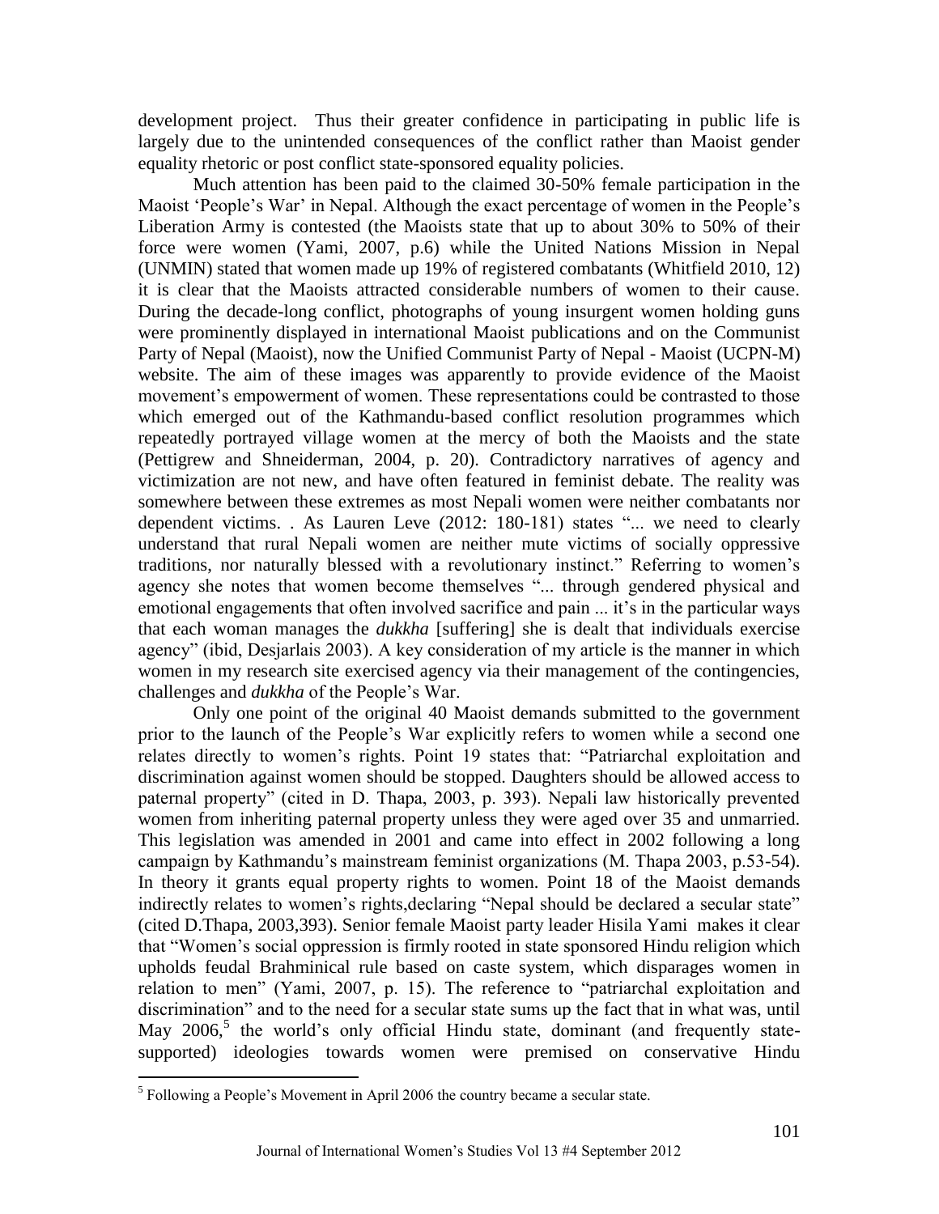development project. Thus their greater confidence in participating in public life is largely due to the unintended consequences of the conflict rather than Maoist gender equality rhetoric or post conflict state-sponsored equality policies.

Much attention has been paid to the claimed 30-50% female participation in the Maoist 'People's War' in Nepal. Although the exact percentage of women in the People's Liberation Army is contested (the Maoists state that up to about 30% to 50% of their force were women (Yami, 2007, p.6) while the United Nations Mission in Nepal (UNMIN) stated that women made up 19% of registered combatants (Whitfield 2010, 12) it is clear that the Maoists attracted considerable numbers of women to their cause. During the decade-long conflict, photographs of young insurgent women holding guns were prominently displayed in international Maoist publications and on the Communist Party of Nepal (Maoist), now the Unified Communist Party of Nepal - Maoist (UCPN-M) website. The aim of these images was apparently to provide evidence of the Maoist movement's empowerment of women. These representations could be contrasted to those which emerged out of the Kathmandu-based conflict resolution programmes which repeatedly portrayed village women at the mercy of both the Maoists and the state (Pettigrew and Shneiderman, 2004, p. 20). Contradictory narratives of agency and victimization are not new, and have often featured in feminist debate. The reality was somewhere between these extremes as most Nepali women were neither combatants nor dependent victims. . As Lauren Leve (2012: 180-181) states "... we need to clearly understand that rural Nepali women are neither mute victims of socially oppressive traditions, nor naturally blessed with a revolutionary instinct." Referring to women's agency she notes that women become themselves "... through gendered physical and emotional engagements that often involved sacrifice and pain ... it's in the particular ways that each woman manages the *dukkha* [suffering] she is dealt that individuals exercise agency" (ibid, Desjarlais 2003). A key consideration of my article is the manner in which women in my research site exercised agency via their management of the contingencies, challenges and *dukkha* of the People's War.

Only one point of the original 40 Maoist demands submitted to the government prior to the launch of the People's War explicitly refers to women while a second one relates directly to women's rights. Point 19 states that: "Patriarchal exploitation and discrimination against women should be stopped. Daughters should be allowed access to paternal property" (cited in D. Thapa, 2003, p. 393). Nepali law historically prevented women from inheriting paternal property unless they were aged over 35 and unmarried. This legislation was amended in 2001 and came into effect in 2002 following a long campaign by Kathmandu's mainstream feminist organizations (M. Thapa 2003, p.53-54). In theory it grants equal property rights to women. Point 18 of the Maoist demands indirectly relates to women's rights,declaring "Nepal should be declared a secular state" (cited D.Thapa, 2003,393). Senior female Maoist party leader Hisila Yami makes it clear that "Women's social oppression is firmly rooted in state sponsored Hindu religion which upholds feudal Brahminical rule based on caste system, which disparages women in relation to men" (Yami, 2007, p. 15). The reference to "patriarchal exploitation and discrimination" and to the need for a secular state sums up the fact that in what was, until May 2006,[5] the world's only official Hindu state, dominant (and frequently state-supported) ideologies towards women were premised on conservative Hindu

[5] Following a People's Movement in April 2006 the country became a secular state.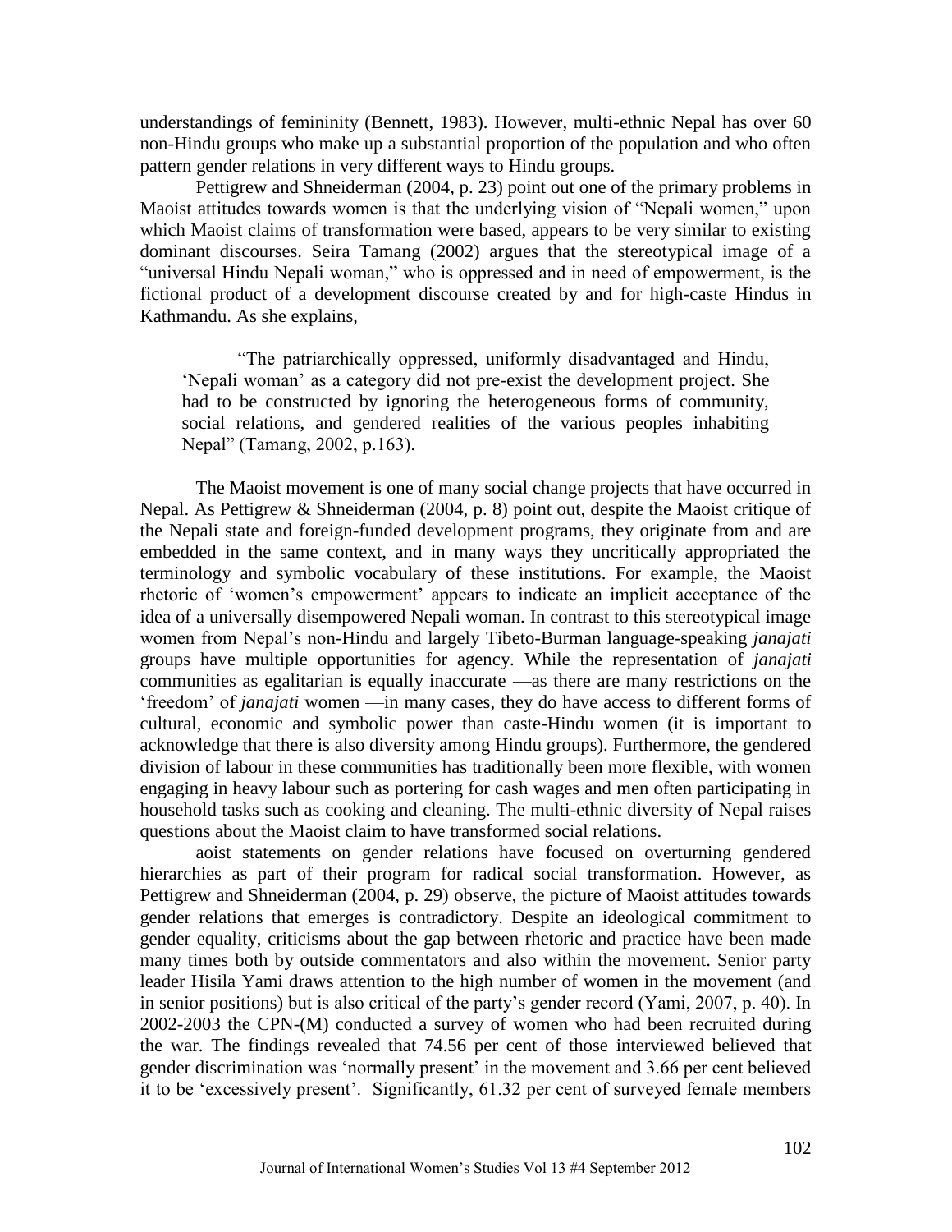understandings of femininity (Bennett, 1983). However, multi-ethnic Nepal has over 60 non-Hindu groups who make up a substantial proportion of the population and who often pattern gender relations in very different ways to Hindu groups.

Pettigrew and Shneiderman (2004, p. 23) point out one of the primary problems in Maoist attitudes towards women is that the underlying vision of "Nepali women," upon which Maoist claims of transformation were based, appears to be very similar to existing dominant discourses. Seira Tamang (2002) argues that the stereotypical image of a "universal Hindu Nepali woman," who is oppressed and in need of empowerment, is the fictional product of a development discourse created by and for high-caste Hindus in Kathmandu. As she explains,

> "The patriarchically oppressed, uniformly disadvantaged and Hindu, 'Nepali woman' as a category did not pre-exist the development project. She had to be constructed by ignoring the heterogeneous forms of community, social relations, and gendered realities of the various peoples inhabiting Nepal" (Tamang, 2002, p.163).

The Maoist movement is one of many social change projects that have occurred in Nepal. As Pettigrew & Shneiderman (2004, p. 8) point out, despite the Maoist critique of the Nepali state and foreign-funded development programs, they originate from and are embedded in the same context, and in many ways they uncritically appropriated the terminology and symbolic vocabulary of these institutions. For example, the Maoist rhetoric of 'women's empowerment' appears to indicate an implicit acceptance of the idea of a universally disempowered Nepali woman. In contrast to this stereotypical image women from Nepal's non-Hindu and largely Tibeto-Burman language-speaking *janajati* groups have multiple opportunities for agency. While the representation of *janajati* communities as egalitarian is equally inaccurate —as there are many restrictions on the 'freedom' of *janajati* women —in many cases, they do have access to different forms of cultural, economic and symbolic power than caste-Hindu women (it is important to acknowledge that there is also diversity among Hindu groups). Furthermore, the gendered division of labour in these communities has traditionally been more flexible, with women engaging in heavy labour such as portering for cash wages and men often participating in household tasks such as cooking and cleaning. The multi-ethnic diversity of Nepal raises questions about the Maoist claim to have transformed social relations.

aoist statements on gender relations have focused on overturning gendered hierarchies as part of their program for radical social transformation. However, as Pettigrew and Shneiderman (2004, p. 29) observe, the picture of Maoist attitudes towards gender relations that emerges is contradictory. Despite an ideological commitment to gender equality, criticisms about the gap between rhetoric and practice have been made many times both by outside commentators and also within the movement. Senior party leader Hisila Yami draws attention to the high number of women in the movement (and in senior positions) but is also critical of the party's gender record (Yami, 2007, p. 40). In 2002-2003 the CPN-(M) conducted a survey of women who had been recruited during the war. The findings revealed that 74.56 per cent of those interviewed believed that gender discrimination was 'normally present' in the movement and 3.66 per cent believed it to be 'excessively present'. Significantly, 61.32 per cent of surveyed female members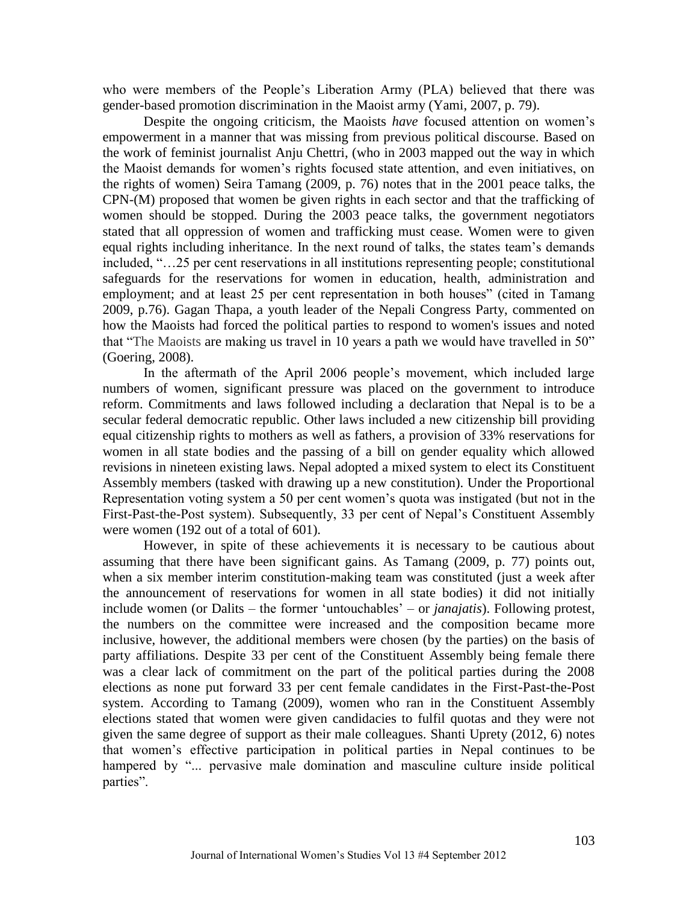who were members of the People's Liberation Army (PLA) believed that there was gender-based promotion discrimination in the Maoist army (Yami, 2007, p. 79).

Despite the ongoing criticism, the Maoists *have* focused attention on women's empowerment in a manner that was missing from previous political discourse. Based on the work of feminist journalist Anju Chettri, (who in 2003 mapped out the way in which the Maoist demands for women's rights focused state attention, and even initiatives, on the rights of women) Seira Tamang (2009, p. 76) notes that in the 2001 peace talks, the CPN-(M) proposed that women be given rights in each sector and that the trafficking of women should be stopped. During the 2003 peace talks, the government negotiators stated that all oppression of women and trafficking must cease. Women were to given equal rights including inheritance. In the next round of talks, the states team's demands included, "…25 per cent reservations in all institutions representing people; constitutional safeguards for the reservations for women in education, health, administration and employment; and at least 25 per cent representation in both houses" (cited in Tamang 2009, p.76). Gagan Thapa, a youth leader of the Nepali Congress Party, commented on how the Maoists had forced the political parties to respond to women's issues and noted that "The Maoists are making us travel in 10 years a path we would have travelled in 50" (Goering, 2008).

In the aftermath of the April 2006 people's movement, which included large numbers of women, significant pressure was placed on the government to introduce reform. Commitments and laws followed including a declaration that Nepal is to be a secular federal democratic republic. Other laws included a new citizenship bill providing equal citizenship rights to mothers as well as fathers, a provision of 33% reservations for women in all state bodies and the passing of a bill on gender equality which allowed revisions in nineteen existing laws. Nepal adopted a mixed system to elect its Constituent Assembly members (tasked with drawing up a new constitution). Under the Proportional Representation voting system a 50 per cent women's quota was instigated (but not in the First-Past-the-Post system). Subsequently, 33 per cent of Nepal's Constituent Assembly were women (192 out of a total of 601).

However, in spite of these achievements it is necessary to be cautious about assuming that there have been significant gains. As Tamang (2009, p. 77) points out, when a six member interim constitution-making team was constituted (just a week after the announcement of reservations for women in all state bodies) it did not initially include women (or Dalits – the former 'untouchables' – or *janajatis*). Following protest, the numbers on the committee were increased and the composition became more inclusive, however, the additional members were chosen (by the parties) on the basis of party affiliations. Despite 33 per cent of the Constituent Assembly being female there was a clear lack of commitment on the part of the political parties during the 2008 elections as none put forward 33 per cent female candidates in the First-Past-the-Post system. According to Tamang (2009), women who ran in the Constituent Assembly elections stated that women were given candidacies to fulfil quotas and they were not given the same degree of support as their male colleagues. Shanti Uprety (2012, 6) notes that women's effective participation in political parties in Nepal continues to be hampered by "... pervasive male domination and masculine culture inside political parties".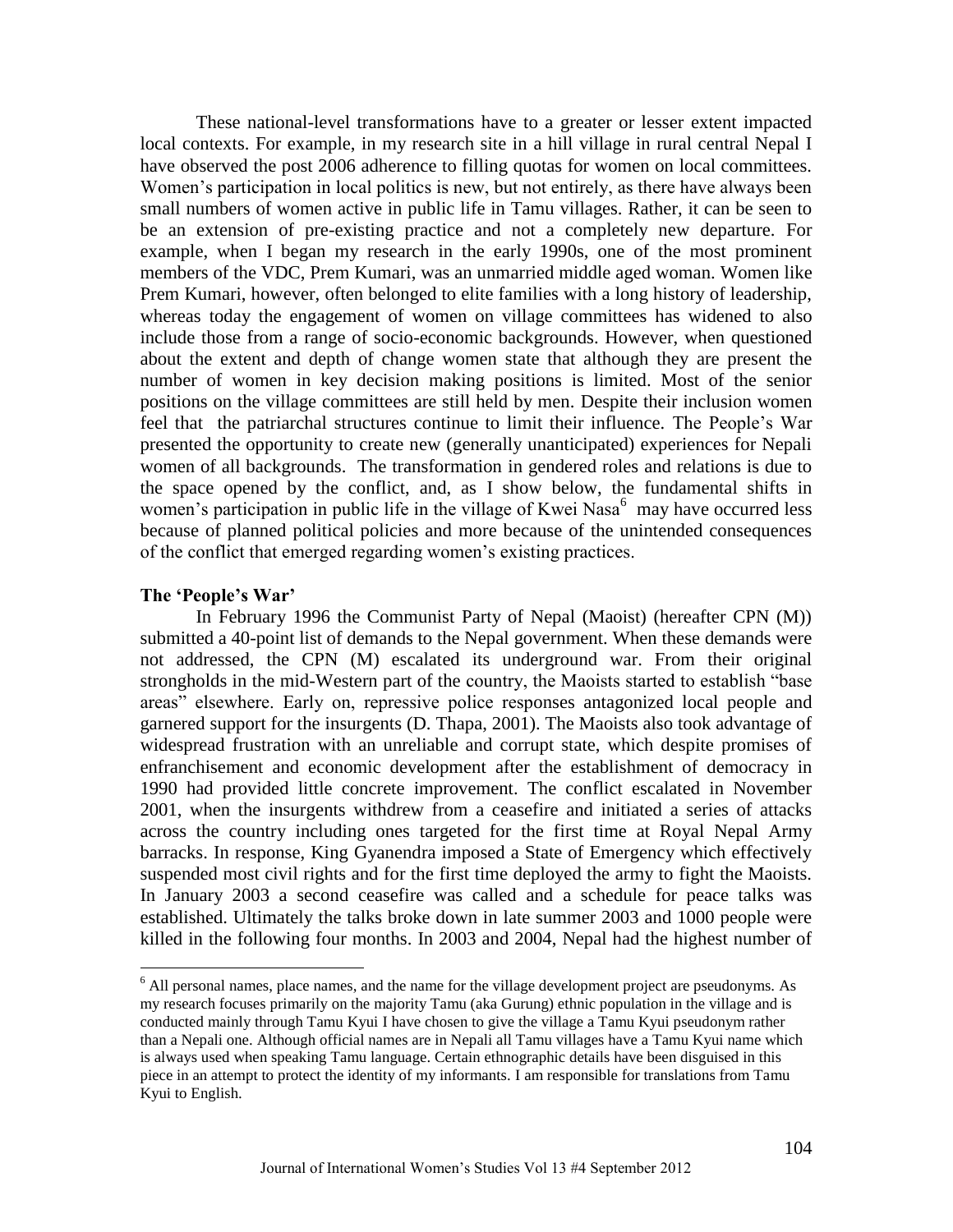These national-level transformations have to a greater or lesser extent impacted local contexts. For example, in my research site in a hill village in rural central Nepal I have observed the post 2006 adherence to filling quotas for women on local committees. Women's participation in local politics is new, but not entirely, as there have always been small numbers of women active in public life in Tamu villages. Rather, it can be seen to be an extension of pre-existing practice and not a completely new departure. For example, when I began my research in the early 1990s, one of the most prominent members of the VDC, Prem Kumari, was an unmarried middle aged woman. Women like Prem Kumari, however, often belonged to elite families with a long history of leadership, whereas today the engagement of women on village committees has widened to also include those from a range of socio-economic backgrounds. However, when questioned about the extent and depth of change women state that although they are present the number of women in key decision making positions is limited. Most of the senior positions on the village committees are still held by men. Despite their inclusion women feel that the patriarchal structures continue to limit their influence. The People's War presented the opportunity to create new (generally unanticipated) experiences for Nepali women of all backgrounds. The transformation in gendered roles and relations is due to the space opened by the conflict, and, as I show below, the fundamental shifts in women's participation in public life in the village of Kwei Nasa[6] may have occurred less because of planned political policies and more because of the unintended consequences of the conflict that emerged regarding women's existing practices.

### The 'People's War'

In February 1996 the Communist Party of Nepal (Maoist) (hereafter CPN (M)) submitted a 40-point list of demands to the Nepal government. When these demands were not addressed, the CPN (M) escalated its underground war. From their original strongholds in the mid-Western part of the country, the Maoists started to establish "base areas" elsewhere. Early on, repressive police responses antagonized local people and garnered support for the insurgents (D. Thapa, 2001). The Maoists also took advantage of widespread frustration with an unreliable and corrupt state, which despite promises of enfranchisement and economic development after the establishment of democracy in 1990 had provided little concrete improvement. The conflict escalated in November 2001, when the insurgents withdrew from a ceasefire and initiated a series of attacks across the country including ones targeted for the first time at Royal Nepal Army barracks. In response, King Gyanendra imposed a State of Emergency which effectively suspended most civil rights and for the first time deployed the army to fight the Maoists. In January 2003 a second ceasefire was called and a schedule for peace talks was established. Ultimately the talks broke down in late summer 2003 and 1000 people were killed in the following four months. In 2003 and 2004, Nepal had the highest number of

---

[6] All personal names, place names, and the name for the village development project are pseudonyms. As my research focuses primarily on the majority Tamu (aka Gurung) ethnic population in the village and is conducted mainly through Tamu Kyui I have chosen to give the village a Tamu Kyui pseudonym rather than a Nepali one. Although official names are in Nepali all Tamu villages have a Tamu Kyui name which is always used when speaking Tamu language. Certain ethnographic details have been disguised in this piece in an attempt to protect the identity of my informants. I am responsible for translations from Tamu Kyui to English.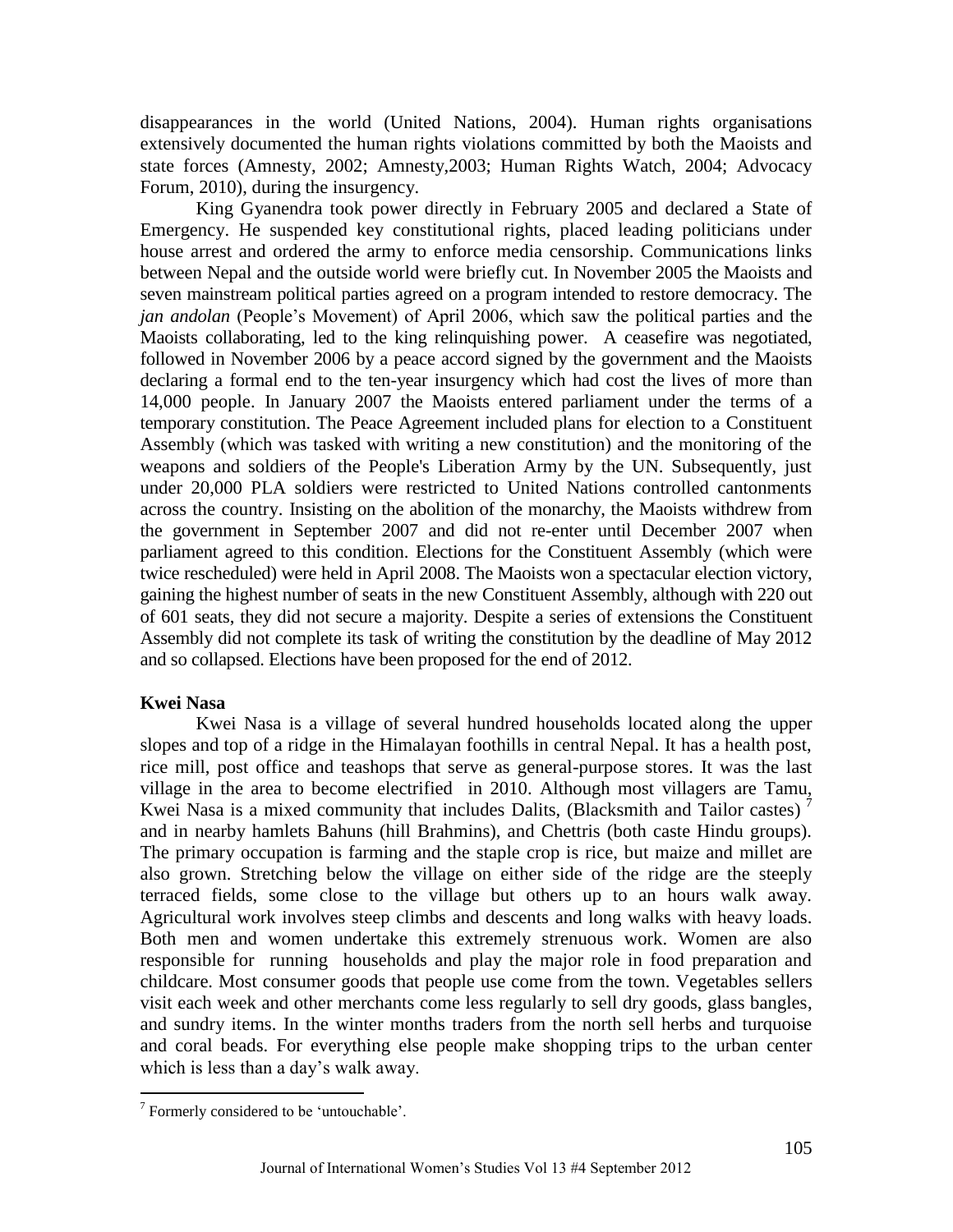disappearances in the world (United Nations, 2004). Human rights organisations extensively documented the human rights violations committed by both the Maoists and state forces (Amnesty, 2002; Amnesty,2003; Human Rights Watch, 2004; Advocacy Forum, 2010), during the insurgency.

King Gyanendra took power directly in February 2005 and declared a State of Emergency. He suspended key constitutional rights, placed leading politicians under house arrest and ordered the army to enforce media censorship. Communications links between Nepal and the outside world were briefly cut. In November 2005 the Maoists and seven mainstream political parties agreed on a program intended to restore democracy. The *jan andolan* (People's Movement) of April 2006, which saw the political parties and the Maoists collaborating, led to the king relinquishing power. A ceasefire was negotiated, followed in November 2006 by a peace accord signed by the government and the Maoists declaring a formal end to the ten-year insurgency which had cost the lives of more than 14,000 people. In January 2007 the Maoists entered parliament under the terms of a temporary constitution. The Peace Agreement included plans for election to a Constituent Assembly (which was tasked with writing a new constitution) and the monitoring of the weapons and soldiers of the People's Liberation Army by the UN. Subsequently, just under 20,000 PLA soldiers were restricted to United Nations controlled cantonments across the country. Insisting on the abolition of the monarchy, the Maoists withdrew from the government in September 2007 and did not re-enter until December 2007 when parliament agreed to this condition. Elections for the Constituent Assembly (which were twice rescheduled) were held in April 2008. The Maoists won a spectacular election victory, gaining the highest number of seats in the new Constituent Assembly, although with 220 out of 601 seats, they did not secure a majority. Despite a series of extensions the Constituent Assembly did not complete its task of writing the constitution by the deadline of May 2012 and so collapsed. Elections have been proposed for the end of 2012.

**Kwei Nasa**

Kwei Nasa is a village of several hundred households located along the upper slopes and top of a ridge in the Himalayan foothills in central Nepal. It has a health post, rice mill, post office and teashops that serve as general-purpose stores. It was the last village in the area to become electrified in 2010. Although most villagers are Tamu, Kwei Nasa is a mixed community that includes Dalits, (Blacksmith and Tailor castes) [7] and in nearby hamlets Bahuns (hill Brahmins), and Chettris (both caste Hindu groups). The primary occupation is farming and the staple crop is rice, but maize and millet are also grown. Stretching below the village on either side of the ridge are the steeply terraced fields, some close to the village but others up to an hours walk away. Agricultural work involves steep climbs and descents and long walks with heavy loads. Both men and women undertake this extremely strenuous work. Women are also responsible for running households and play the major role in food preparation and childcare. Most consumer goods that people use come from the town. Vegetables sellers visit each week and other merchants come less regularly to sell dry goods, glass bangles, and sundry items. In the winter months traders from the north sell herbs and turquoise and coral beads. For everything else people make shopping trips to the urban center which is less than a day's walk away.

[7] Formerly considered to be 'untouchable'.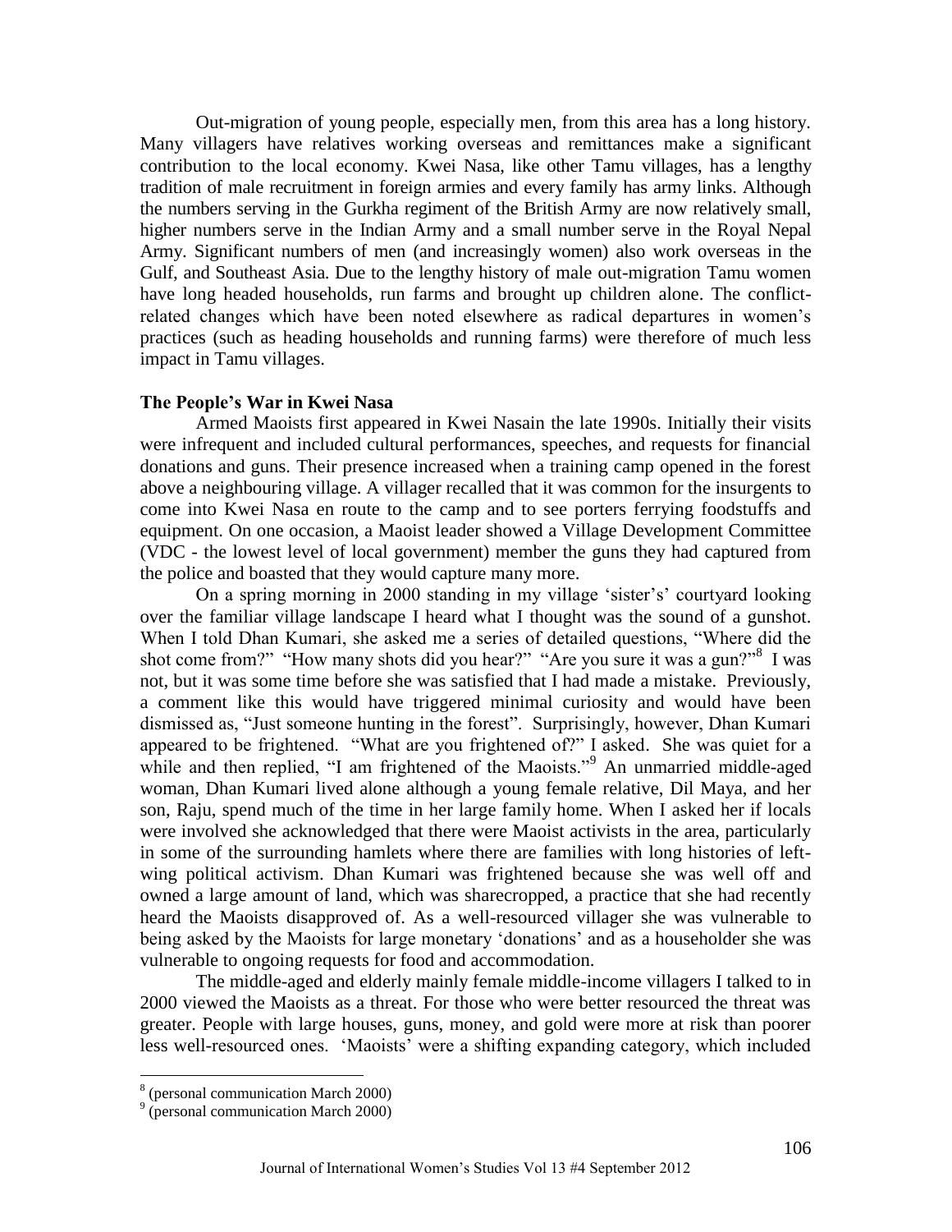Out-migration of young people, especially men, from this area has a long history. Many villagers have relatives working overseas and remittances make a significant contribution to the local economy. Kwei Nasa, like other Tamu villages, has a lengthy tradition of male recruitment in foreign armies and every family has army links. Although the numbers serving in the Gurkha regiment of the British Army are now relatively small, higher numbers serve in the Indian Army and a small number serve in the Royal Nepal Army. Significant numbers of men (and increasingly women) also work overseas in the Gulf, and Southeast Asia. Due to the lengthy history of male out-migration Tamu women have long headed households, run farms and brought up children alone. The conflict-related changes which have been noted elsewhere as radical departures in women's practices (such as heading households and running farms) were therefore of much less impact in Tamu villages.

**The People's War in Kwei Nasa**

Armed Maoists first appeared in Kwei Nasain the late 1990s. Initially their visits were infrequent and included cultural performances, speeches, and requests for financial donations and guns. Their presence increased when a training camp opened in the forest above a neighbouring village. A villager recalled that it was common for the insurgents to come into Kwei Nasa en route to the camp and to see porters ferrying foodstuffs and equipment. On one occasion, a Maoist leader showed a Village Development Committee (VDC - the lowest level of local government) member the guns they had captured from the police and boasted that they would capture many more.

On a spring morning in 2000 standing in my village 'sister's' courtyard looking over the familiar village landscape I heard what I thought was the sound of a gunshot. When I told Dhan Kumari, she asked me a series of detailed questions, "Where did the shot come from?" "How many shots did you hear?" "Are you sure it was a gun?"[8] I was not, but it was some time before she was satisfied that I had made a mistake. Previously, a comment like this would have triggered minimal curiosity and would have been dismissed as, "Just someone hunting in the forest". Surprisingly, however, Dhan Kumari appeared to be frightened. "What are you frightened of?" I asked. She was quiet for a while and then replied, "I am frightened of the Maoists."[9] An unmarried middle-aged woman, Dhan Kumari lived alone although a young female relative, Dil Maya, and her son, Raju, spend much of the time in her large family home. When I asked her if locals were involved she acknowledged that there were Maoist activists in the area, particularly in some of the surrounding hamlets where there are families with long histories of left-wing political activism. Dhan Kumari was frightened because she was well off and owned a large amount of land, which was sharecropped, a practice that she had recently heard the Maoists disapproved of. As a well-resourced villager she was vulnerable to being asked by the Maoists for large monetary 'donations' and as a householder she was vulnerable to ongoing requests for food and accommodation.

The middle-aged and elderly mainly female middle-income villagers I talked to in 2000 viewed the Maoists as a threat. For those who were better resourced the threat was greater. People with large houses, guns, money, and gold were more at risk than poorer less well-resourced ones. 'Maoists' were a shifting expanding category, which included

[8] (personal communication March 2000)

[9] (personal communication March 2000)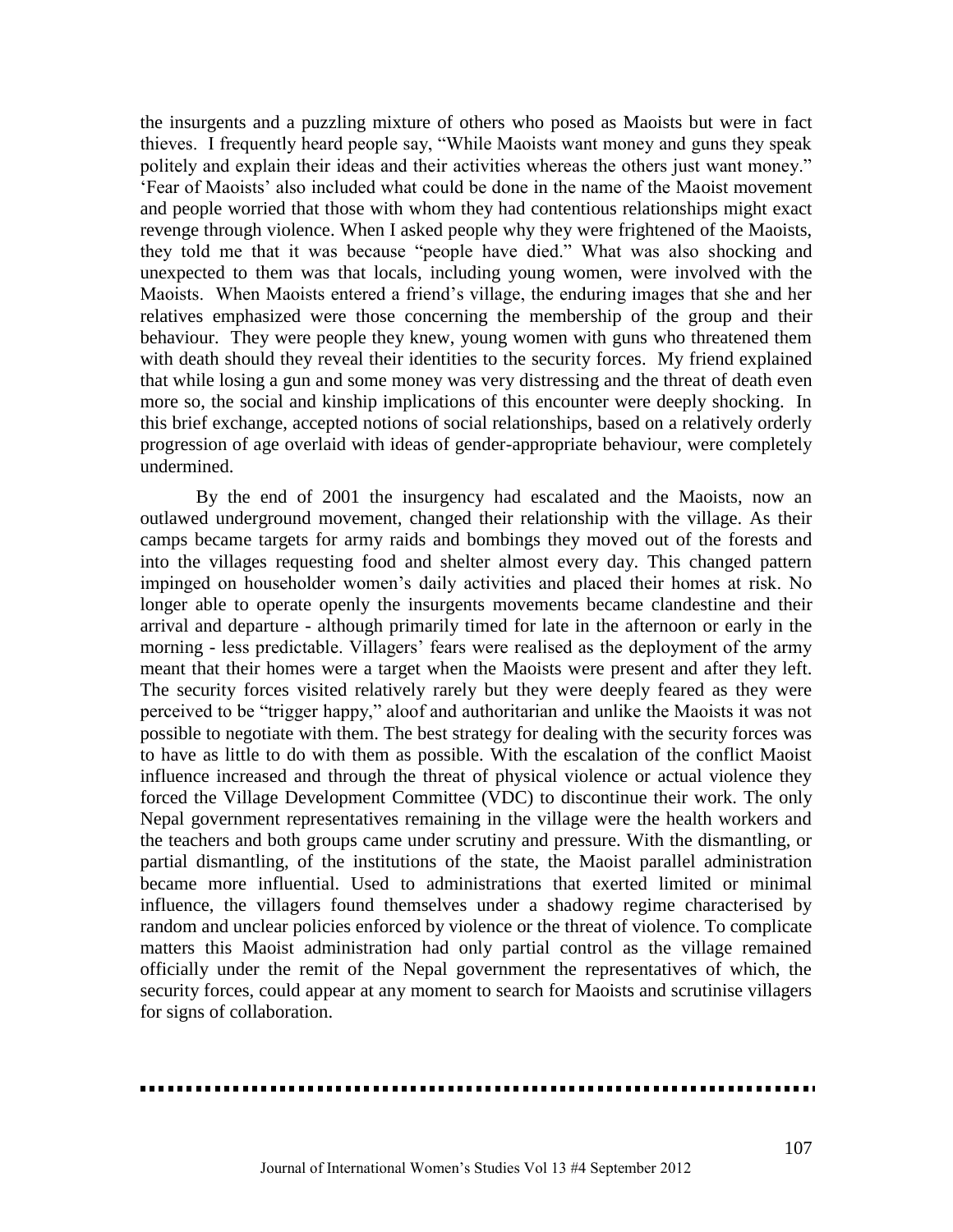the insurgents and a puzzling mixture of others who posed as Maoists but were in fact thieves. I frequently heard people say, "While Maoists want money and guns they speak politely and explain their ideas and their activities whereas the others just want money." 'Fear of Maoists' also included what could be done in the name of the Maoist movement and people worried that those with whom they had contentious relationships might exact revenge through violence. When I asked people why they were frightened of the Maoists, they told me that it was because "people have died." What was also shocking and unexpected to them was that locals, including young women, were involved with the Maoists. When Maoists entered a friend's village, the enduring images that she and her relatives emphasized were those concerning the membership of the group and their behaviour. They were people they knew, young women with guns who threatened them with death should they reveal their identities to the security forces. My friend explained that while losing a gun and some money was very distressing and the threat of death even more so, the social and kinship implications of this encounter were deeply shocking. In this brief exchange, accepted notions of social relationships, based on a relatively orderly progression of age overlaid with ideas of gender-appropriate behaviour, were completely undermined.

By the end of 2001 the insurgency had escalated and the Maoists, now an outlawed underground movement, changed their relationship with the village. As their camps became targets for army raids and bombings they moved out of the forests and into the villages requesting food and shelter almost every day. This changed pattern impinged on householder women's daily activities and placed their homes at risk. No longer able to operate openly the insurgents movements became clandestine and their arrival and departure - although primarily timed for late in the afternoon or early in the morning - less predictable. Villagers' fears were realised as the deployment of the army meant that their homes were a target when the Maoists were present and after they left. The security forces visited relatively rarely but they were deeply feared as they were perceived to be "trigger happy," aloof and authoritarian and unlike the Maoists it was not possible to negotiate with them. The best strategy for dealing with the security forces was to have as little to do with them as possible. With the escalation of the conflict Maoist influence increased and through the threat of physical violence or actual violence they forced the Village Development Committee (VDC) to discontinue their work. The only Nepal government representatives remaining in the village were the health workers and the teachers and both groups came under scrutiny and pressure. With the dismantling, or partial dismantling, of the institutions of the state, the Maoist parallel administration became more influential. Used to administrations that exerted limited or minimal influence, the villagers found themselves under a shadowy regime characterised by random and unclear policies enforced by violence or the threat of violence. To complicate matters this Maoist administration had only partial control as the village remained officially under the remit of the Nepal government the representatives of which, the security forces, could appear at any moment to search for Maoists and scrutinise villagers for signs of collaboration.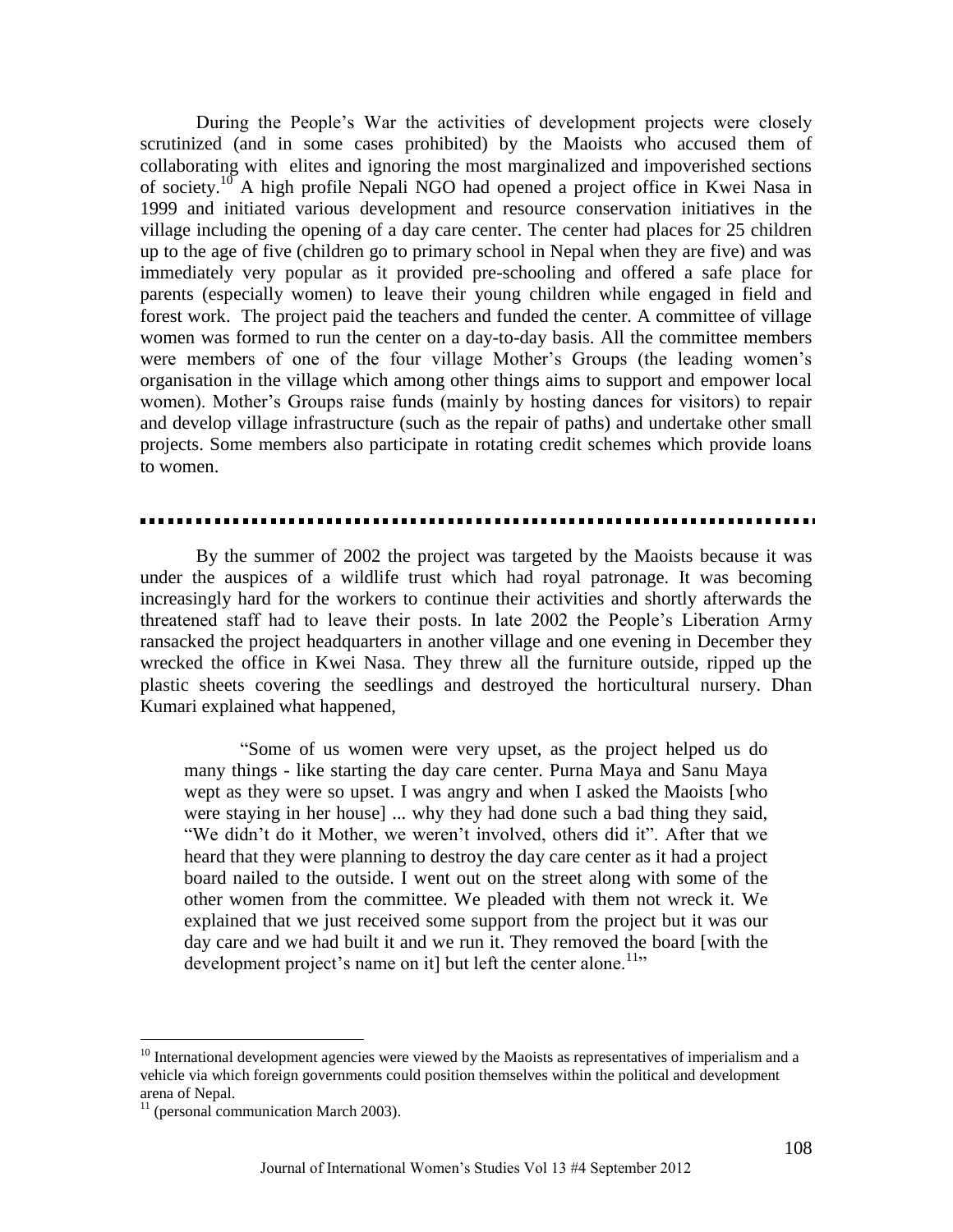During the People's War the activities of development projects were closely scrutinized (and in some cases prohibited) by the Maoists who accused them of collaborating with elites and ignoring the most marginalized and impoverished sections of society.[10] A high profile Nepali NGO had opened a project office in Kwei Nasa in 1999 and initiated various development and resource conservation initiatives in the village including the opening of a day care center. The center had places for 25 children up to the age of five (children go to primary school in Nepal when they are five) and was immediately very popular as it provided pre-schooling and offered a safe place for parents (especially women) to leave their young children while engaged in field and forest work. The project paid the teachers and funded the center. A committee of village women was formed to run the center on a day-to-day basis. All the committee members were members of one of the four village Mother's Groups (the leading women's organisation in the village which among other things aims to support and empower local women). Mother's Groups raise funds (mainly by hosting dances for visitors) to repair and develop village infrastructure (such as the repair of paths) and undertake other small projects. Some members also participate in rotating credit schemes which provide loans to women.

---

By the summer of 2002 the project was targeted by the Maoists because it was under the auspices of a wildlife trust which had royal patronage. It was becoming increasingly hard for the workers to continue their activities and shortly afterwards the threatened staff had to leave their posts. In late 2002 the People's Liberation Army ransacked the project headquarters in another village and one evening in December they wrecked the office in Kwei Nasa. They threw all the furniture outside, ripped up the plastic sheets covering the seedlings and destroyed the horticultural nursery. Dhan Kumari explained what happened,

> "Some of us women were very upset, as the project helped us do many things - like starting the day care center. Purna Maya and Sanu Maya wept as they were so upset. I was angry and when I asked the Maoists [who were staying in her house] ... why they had done such a bad thing they said, "We didn't do it Mother, we weren't involved, others did it". After that we heard that they were planning to destroy the day care center as it had a project board nailed to the outside. I went out on the street along with some of the other women from the committee. We pleaded with them not wreck it. We explained that we just received some support from the project but it was our day care and we had built it and we run it. They removed the board [with the development project's name on it] but left the center alone.[11]"

---

[10] International development agencies were viewed by the Maoists as representatives of imperialism and a vehicle via which foreign governments could position themselves within the political and development arena of Nepal.

[11] (personal communication March 2003).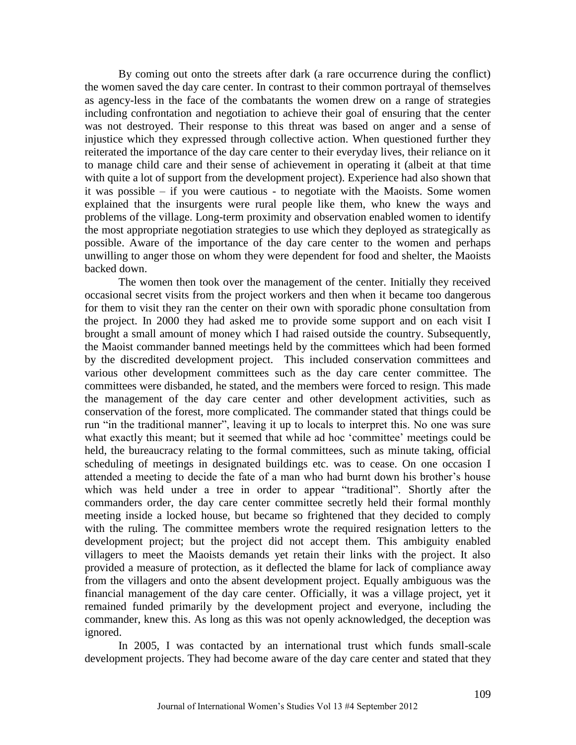By coming out onto the streets after dark (a rare occurrence during the conflict) the women saved the day care center. In contrast to their common portrayal of themselves as agency-less in the face of the combatants the women drew on a range of strategies including confrontation and negotiation to achieve their goal of ensuring that the center was not destroyed. Their response to this threat was based on anger and a sense of injustice which they expressed through collective action. When questioned further they reiterated the importance of the day care center to their everyday lives, their reliance on it to manage child care and their sense of achievement in operating it (albeit at that time with quite a lot of support from the development project). Experience had also shown that it was possible – if you were cautious - to negotiate with the Maoists. Some women explained that the insurgents were rural people like them, who knew the ways and problems of the village. Long-term proximity and observation enabled women to identify the most appropriate negotiation strategies to use which they deployed as strategically as possible. Aware of the importance of the day care center to the women and perhaps unwilling to anger those on whom they were dependent for food and shelter, the Maoists backed down.

The women then took over the management of the center. Initially they received occasional secret visits from the project workers and then when it became too dangerous for them to visit they ran the center on their own with sporadic phone consultation from the project. In 2000 they had asked me to provide some support and on each visit I brought a small amount of money which I had raised outside the country. Subsequently, the Maoist commander banned meetings held by the committees which had been formed by the discredited development project. This included conservation committees and various other development committees such as the day care center committee. The committees were disbanded, he stated, and the members were forced to resign. This made the management of the day care center and other development activities, such as conservation of the forest, more complicated. The commander stated that things could be run "in the traditional manner", leaving it up to locals to interpret this. No one was sure what exactly this meant; but it seemed that while ad hoc 'committee' meetings could be held, the bureaucracy relating to the formal committees, such as minute taking, official scheduling of meetings in designated buildings etc. was to cease. On one occasion I attended a meeting to decide the fate of a man who had burnt down his brother's house which was held under a tree in order to appear "traditional". Shortly after the commanders order, the day care center committee secretly held their formal monthly meeting inside a locked house, but became so frightened that they decided to comply with the ruling. The committee members wrote the required resignation letters to the development project; but the project did not accept them. This ambiguity enabled villagers to meet the Maoists demands yet retain their links with the project. It also provided a measure of protection, as it deflected the blame for lack of compliance away from the villagers and onto the absent development project. Equally ambiguous was the financial management of the day care center. Officially, it was a village project, yet it remained funded primarily by the development project and everyone, including the commander, knew this. As long as this was not openly acknowledged, the deception was ignored.

In 2005, I was contacted by an international trust which funds small-scale development projects. They had become aware of the day care center and stated that they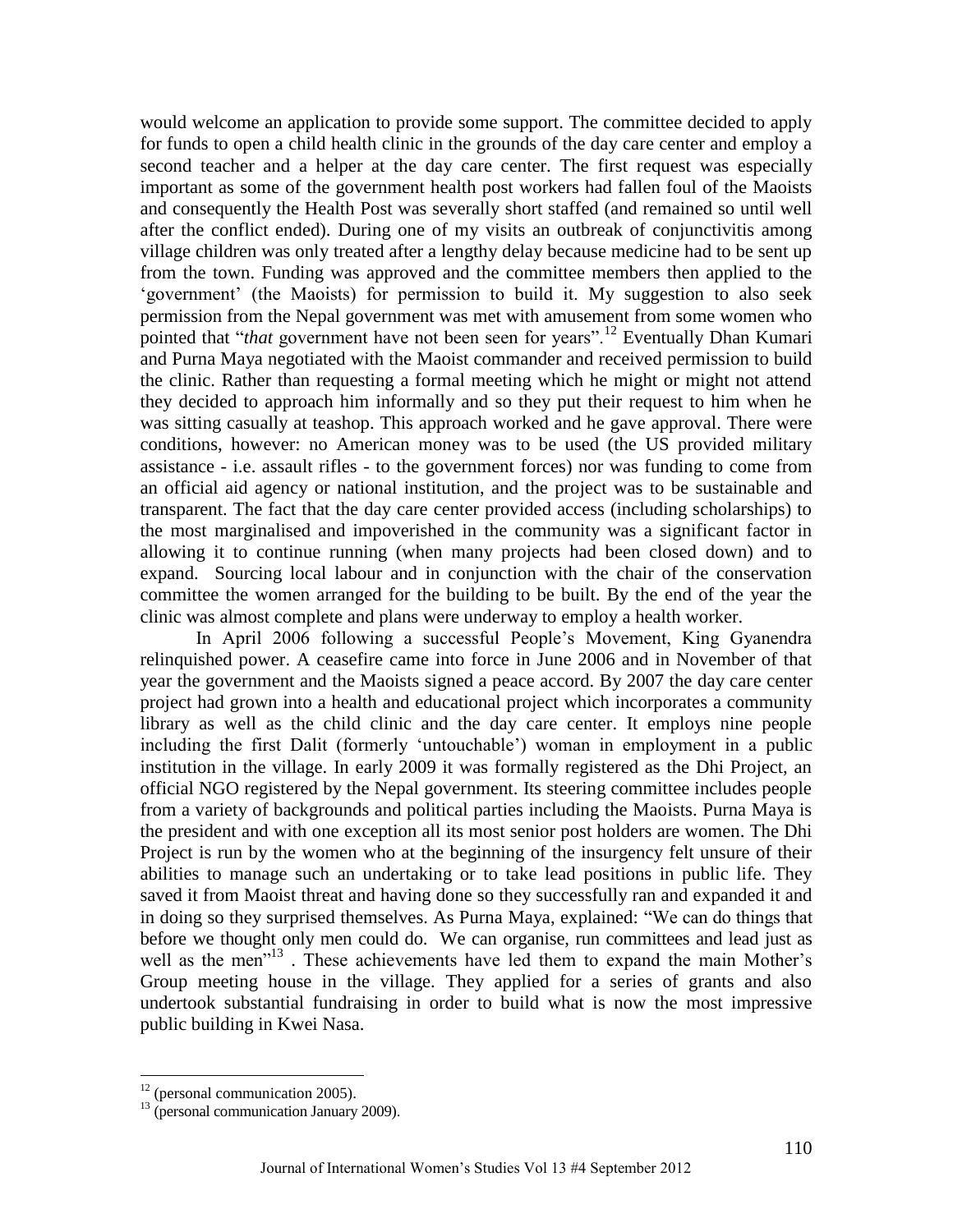would welcome an application to provide some support. The committee decided to apply for funds to open a child health clinic in the grounds of the day care center and employ a second teacher and a helper at the day care center. The first request was especially important as some of the government health post workers had fallen foul of the Maoists and consequently the Health Post was severally short staffed (and remained so until well after the conflict ended). During one of my visits an outbreak of conjunctivitis among village children was only treated after a lengthy delay because medicine had to be sent up from the town. Funding was approved and the committee members then applied to the 'government' (the Maoists) for permission to build it. My suggestion to also seek permission from the Nepal government was met with amusement from some women who pointed that "*that* government have not been seen for years".[12] Eventually Dhan Kumari and Purna Maya negotiated with the Maoist commander and received permission to build the clinic. Rather than requesting a formal meeting which he might or might not attend they decided to approach him informally and so they put their request to him when he was sitting casually at teashop. This approach worked and he gave approval. There were conditions, however: no American money was to be used (the US provided military assistance - i.e. assault rifles - to the government forces) nor was funding to come from an official aid agency or national institution, and the project was to be sustainable and transparent. The fact that the day care center provided access (including scholarships) to the most marginalised and impoverished in the community was a significant factor in allowing it to continue running (when many projects had been closed down) and to expand. Sourcing local labour and in conjunction with the chair of the conservation committee the women arranged for the building to be built. By the end of the year the clinic was almost complete and plans were underway to employ a health worker.

In April 2006 following a successful People's Movement, King Gyanendra relinquished power. A ceasefire came into force in June 2006 and in November of that year the government and the Maoists signed a peace accord. By 2007 the day care center project had grown into a health and educational project which incorporates a community library as well as the child clinic and the day care center. It employs nine people including the first Dalit (formerly 'untouchable') woman in employment in a public institution in the village. In early 2009 it was formally registered as the Dhi Project, an official NGO registered by the Nepal government. Its steering committee includes people from a variety of backgrounds and political parties including the Maoists. Purna Maya is the president and with one exception all its most senior post holders are women. The Dhi Project is run by the women who at the beginning of the insurgency felt unsure of their abilities to manage such an undertaking or to take lead positions in public life. They saved it from Maoist threat and having done so they successfully ran and expanded it and in doing so they surprised themselves. As Purna Maya, explained: "We can do things that before we thought only men could do. We can organise, run committees and lead just as well as the men"[13] . These achievements have led them to expand the main Mother's Group meeting house in the village. They applied for a series of grants and also undertook substantial fundraising in order to build what is now the most impressive public building in Kwei Nasa.

[12] (personal communication 2005).

[13] (personal communication January 2009).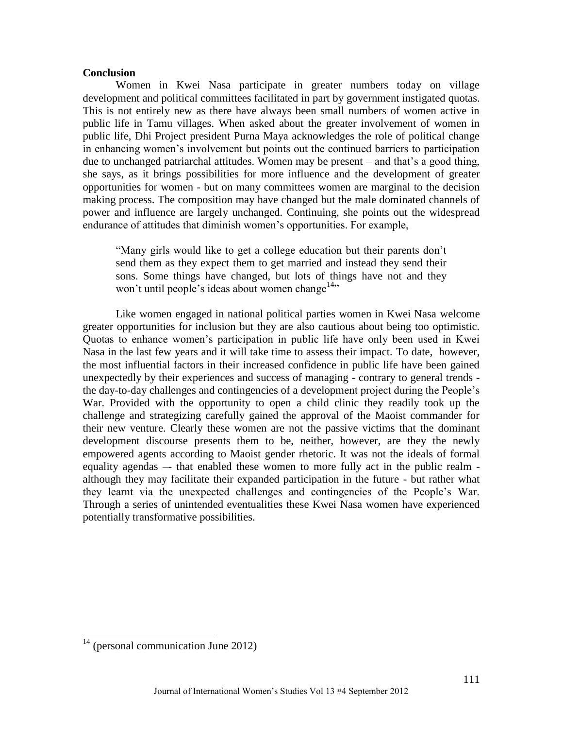**Conclusion**

Women in Kwei Nasa participate in greater numbers today on village development and political committees facilitated in part by government instigated quotas. This is not entirely new as there have always been small numbers of women active in public life in Tamu villages. When asked about the greater involvement of women in public life, Dhi Project president Purna Maya acknowledges the role of political change in enhancing women's involvement but points out the continued barriers to participation due to unchanged patriarchal attitudes. Women may be present – and that's a good thing, she says, as it brings possibilities for more influence and the development of greater opportunities for women - but on many committees women are marginal to the decision making process. The composition may have changed but the male dominated channels of power and influence are largely unchanged. Continuing, she points out the widespread endurance of attitudes that diminish women's opportunities. For example,

> "Many girls would like to get a college education but their parents don't send them as they expect them to get married and instead they send their sons. Some things have changed, but lots of things have not and they won't until people's ideas about women change[14]"

Like women engaged in national political parties women in Kwei Nasa welcome greater opportunities for inclusion but they are also cautious about being too optimistic. Quotas to enhance women's participation in public life have only been used in Kwei Nasa in the last few years and it will take time to assess their impact. To date, however, the most influential factors in their increased confidence in public life have been gained unexpectedly by their experiences and success of managing - contrary to general trends - the day-to-day challenges and contingencies of a development project during the People's War. Provided with the opportunity to open a child clinic they readily took up the challenge and strategizing carefully gained the approval of the Maoist commander for their new venture. Clearly these women are not the passive victims that the dominant development discourse presents them to be, neither, however, are they the newly empowered agents according to Maoist gender rhetoric. It was not the ideals of formal equality agendas –- that enabled these women to more fully act in the public realm - although they may facilitate their expanded participation in the future - but rather what they learnt via the unexpected challenges and contingencies of the People's War. Through a series of unintended eventualities these Kwei Nasa women have experienced potentially transformative possibilities.

---

[14] (personal communication June 2012)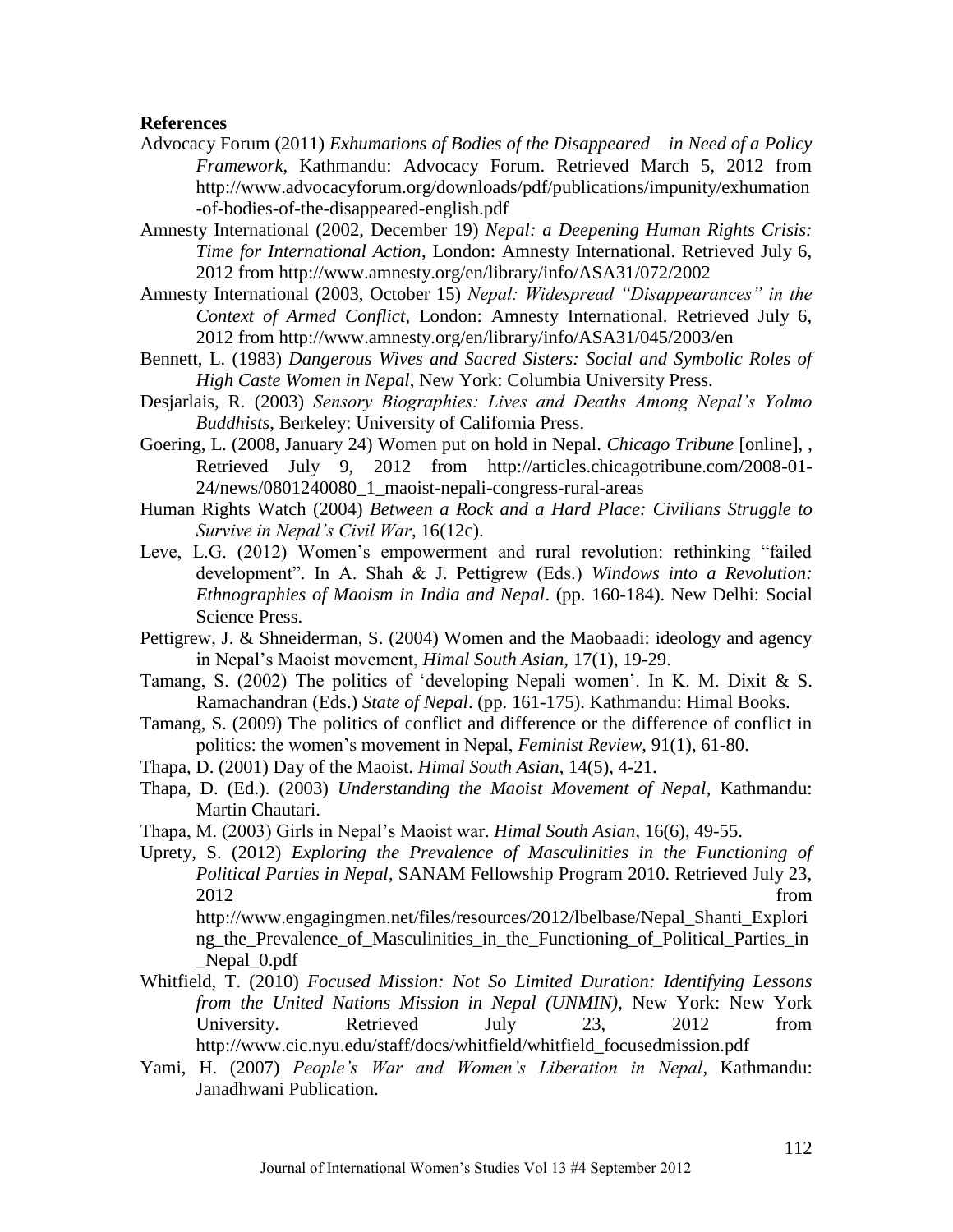**References**

Advocacy Forum (2011) *Exhumations of Bodies of the Disappeared – in Need of a Policy Framework*, Kathmandu: Advocacy Forum. Retrieved March 5, 2012 from http://www.advocacyforum.org/downloads/pdf/publications/impunity/exhumation-of-bodies-of-the-disappeared-english.pdf

Amnesty International (2002, December 19) *Nepal: a Deepening Human Rights Crisis: Time for International Action*, London: Amnesty International. Retrieved July 6, 2012 from http://www.amnesty.org/en/library/info/ASA31/072/2002

Amnesty International (2003, October 15) *Nepal: Widespread "Disappearances" in the Context of Armed Conflict*, London: Amnesty International. Retrieved July 6, 2012 from http://www.amnesty.org/en/library/info/ASA31/045/2003/en

Bennett, L. (1983) *Dangerous Wives and Sacred Sisters: Social and Symbolic Roles of High Caste Women in Nepal*, New York: Columbia University Press.

Desjarlais, R. (2003) *Sensory Biographies: Lives and Deaths Among Nepal's Yolmo Buddhists*, Berkeley: University of California Press.

Goering, L. (2008, January 24) Women put on hold in Nepal. *Chicago Tribune* [online], , Retrieved July 9, 2012 from http://articles.chicagotribune.com/2008-01-24/news/0801240080_1_maoist-nepali-congress-rural-areas

Human Rights Watch (2004) *Between a Rock and a Hard Place: Civilians Struggle to Survive in Nepal's Civil War*, 16(12c).

Leve, L.G. (2012) Women's empowerment and rural revolution: rethinking "failed development". In A. Shah & J. Pettigrew (Eds.) *Windows into a Revolution: Ethnographies of Maoism in India and Nepal*. (pp. 160-184). New Delhi: Social Science Press.

Pettigrew, J. & Shneiderman, S. (2004) Women and the Maobaadi: ideology and agency in Nepal's Maoist movement, *Himal South Asian*, 17(1), 19-29.

Tamang, S. (2002) The politics of 'developing Nepali women'. In K. M. Dixit & S. Ramachandran (Eds.) *State of Nepal*. (pp. 161-175). Kathmandu: Himal Books.

Tamang, S. (2009) The politics of conflict and difference or the difference of conflict in politics: the women's movement in Nepal, *Feminist Review*, 91(1), 61-80.

Thapa, D. (2001) Day of the Maoist. *Himal South Asian*, 14(5), 4-21.

Thapa, D. (Ed.). (2003) *Understanding the Maoist Movement of Nepal*, Kathmandu: Martin Chautari.

Thapa, M. (2003) Girls in Nepal's Maoist war. *Himal South Asian*, 16(6), 49-55.

Uprety, S. (2012) *Exploring the Prevalence of Masculinities in the Functioning of Political Parties in Nepal*, SANAM Fellowship Program 2010. Retrieved July 23, 2012 from http://www.engagingmen.net/files/resources/2012/lbelbase/Nepal_Shanti_Exploring_the_Prevalence_of_Masculinities_in_the_Functioning_of_Political_Parties_in_Nepal_0.pdf

Whitfield, T. (2010) *Focused Mission: Not So Limited Duration: Identifying Lessons from the United Nations Mission in Nepal (UNMIN)*, New York: New York University. Retrieved July 23, 2012 from http://www.cic.nyu.edu/staff/docs/whitfield/whitfield_focusedmission.pdf

Yami, H. (2007) *People's War and Women's Liberation in Nepal*, Kathmandu: Janadhwani Publication.